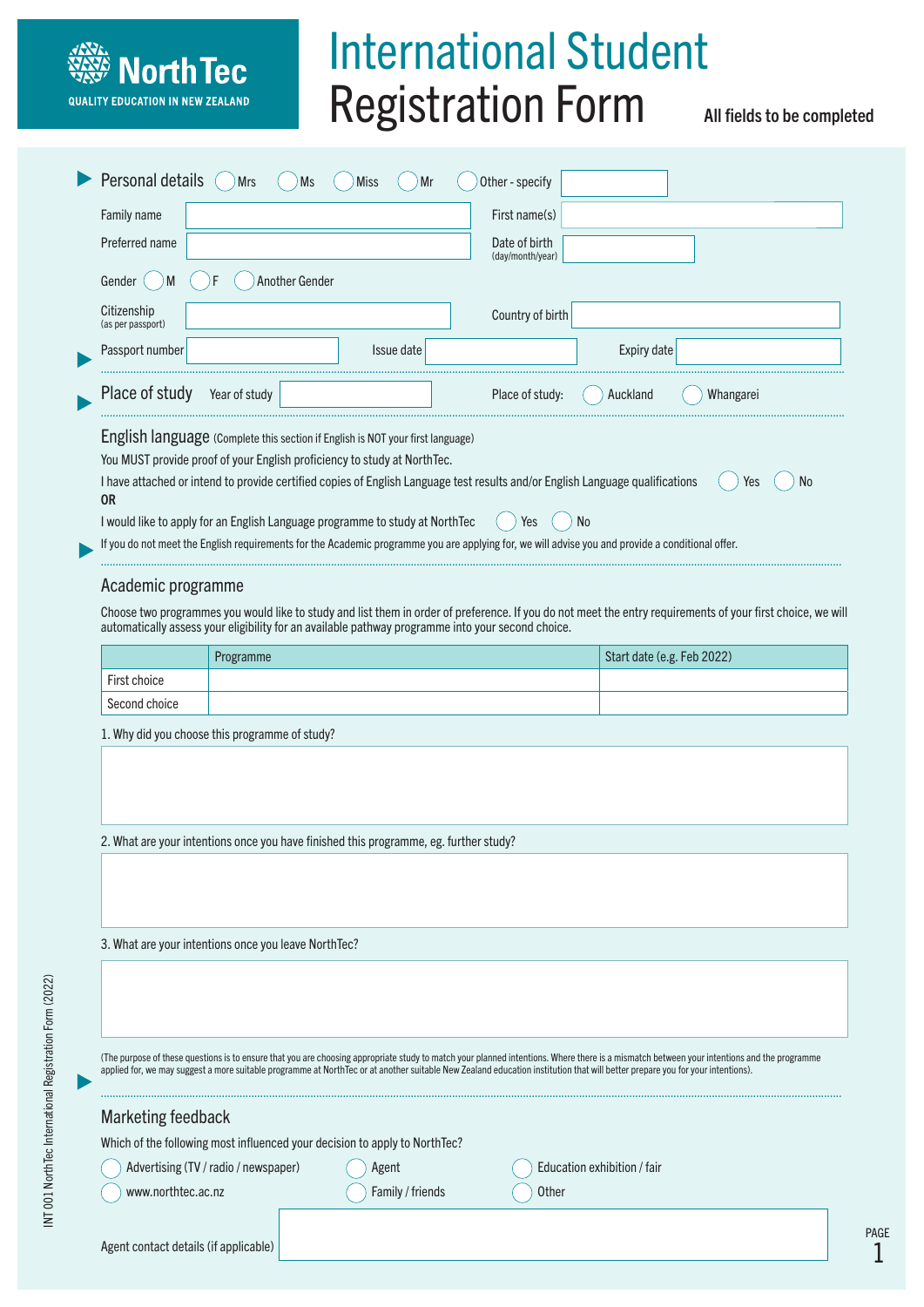NorthTec
QUALITY EDUCATION IN NEW ZEALAND

# International Student Registration Form

**All fields to be completed**

## Personal details

◯ Mrs ◯ Ms ◯ Miss ◯ Mr ◯ Other - specify ______

Family name ______ First name(s) ______

Preferred name ______ Date of birth (day/month/year) ______

Gender ◯ M ◯ F ◯ Another Gender

Citizenship (as per passport) ______ Country of birth ______

Passport number ______ Issue date ______ Expiry date ______

## Place of study

Year of study ______ Place of study: ◯ Auckland ◯ Whangarei

## English language (Complete this section if English is NOT your first language)

You MUST provide proof of your English proficiency to study at NorthTec.

I have attached or intend to provide certified copies of English Language test results and/or English Language qualifications ◯ Yes ◯ No

**OR**

I would like to apply for an English Language programme to study at NorthTec ◯ Yes ◯ No

If you do not meet the English requirements for the Academic programme you are applying for, we will advise you and provide a conditional offer.

## Academic programme

Choose two programmes you would like to study and list them in order of preference. If you do not meet the entry requirements of your first choice, we will automatically assess your eligibility for an available pathway programme into your second choice.

| | Programme | Start date (e.g. Feb 2022) |
|---|---|---|
| First choice | | |
| Second choice | | |

1. Why did you choose this programme of study?

2. What are your intentions once you have finished this programme, eg. further study?

3. What are your intentions once you leave NorthTec?

(The purpose of these questions is to ensure that you are choosing appropriate study to match your planned intentions. Where there is a mismatch between your intentions and the programme applied for, we may suggest a more suitable programme at NorthTec or at another suitable New Zealand education institution that will better prepare you for your intentions).

## Marketing feedback

Which of the following most influenced your decision to apply to NorthTec?

◯ Advertising (TV / radio / newspaper) ◯ Agent ◯ Education exhibition / fair

◯ www.northtec.ac.nz ◯ Family / friends ◯ Other

Agent contact details (if applicable) ______

INT 001 NorthTec International Registration Form (2022)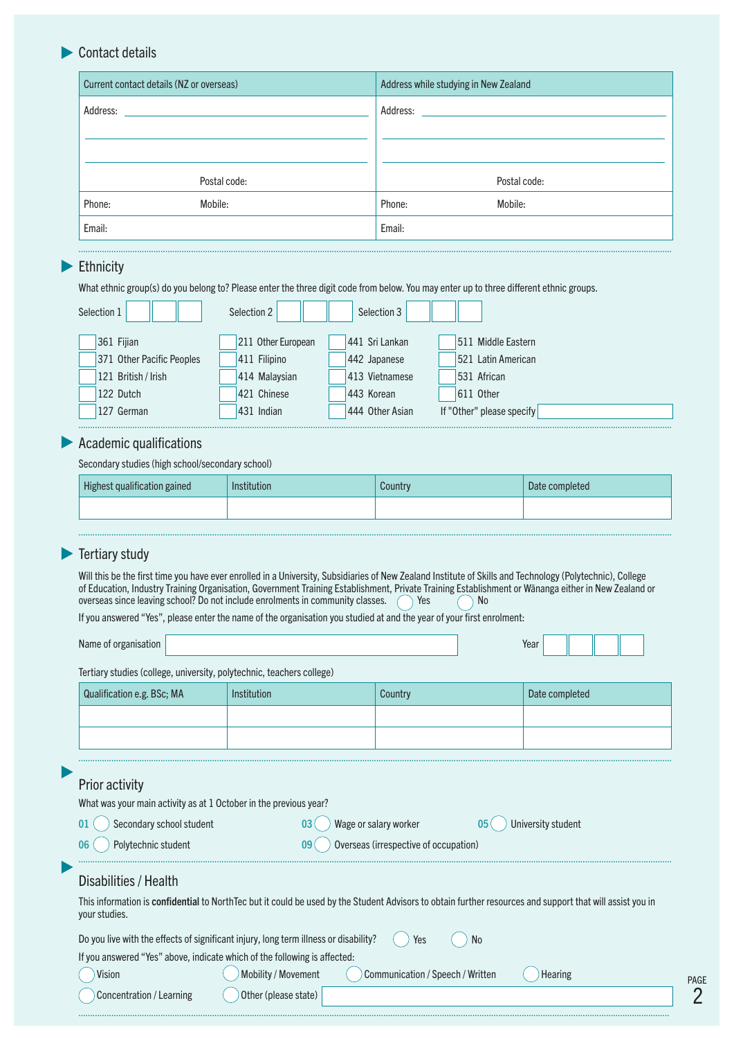## Contact details

| Current contact details (NZ or overseas) | Address while studying in New Zealand |
|---|---|
| Address: | Address: |
| Postal code: | Postal code: |
| Phone: Mobile: | Phone: Mobile: |
| Email: | Email: |

## Ethnicity

What ethnic group(s) do you belong to? Please enter the three digit code from below. You may enter up to three different ethnic groups.

Selection 1 ☐☐☐ Selection 2 ☐☐☐ Selection 3 ☐☐☐

| | | | |
|---|---|---|---|
| ☐ 361 Fijian | ☐ 211 Other European | ☐ 441 Sri Lankan | ☐ 511 Middle Eastern |
| ☐ 371 Other Pacific Peoples | ☐ 411 Filipino | ☐ 442 Japanese | ☐ 521 Latin American |
| ☐ 121 British / Irish | ☐ 414 Malaysian | ☐ 413 Vietnamese | ☐ 531 African |
| ☐ 122 Dutch | ☐ 421 Chinese | ☐ 443 Korean | ☐ 611 Other |
| ☐ 127 German | ☐ 431 Indian | ☐ 444 Other Asian | If "Other" please specify |

## Academic qualifications

Secondary studies (high school/secondary school)

| Highest qualification gained | Institution | Country | Date completed |
|---|---|---|---|
| | | | |

## Tertiary study

Will this be the first time you have ever enrolled in a University, Subsidiaries of New Zealand Institute of Skills and Technology (Polytechnic), College of Education, Industry Training Organisation, Government Training Establishment, Private Training Establishment or Wānanga either in New Zealand or overseas since leaving school? Do not include enrolments in community classes. ◯ Yes ◯ No

If you answered "Yes", please enter the name of the organisation you studied at and the year of your first enrolment:

Name of organisation ______________________ Year ☐☐☐☐

Tertiary studies (college, university, polytechnic, teachers college)

| Qualification e.g. BSc; MA | Institution | Country | Date completed |
|---|---|---|---|
| | | | |
| | | | |

## Prior activity

What was your main activity as at 1 October in the previous year?

- 01 ◯ Secondary school student
- 03 ◯ Wage or salary worker
- 05 ◯ University student
- 06 ◯ Polytechnic student
- 09 ◯ Overseas (irrespective of occupation)

## Disabilities / Health

This information is **confidential** to NorthTec but it could be used by the Student Advisors to obtain further resources and support that will assist you in your studies.

Do you live with the effects of significant injury, long term illness or disability? ◯ Yes ◯ No

If you answered "Yes" above, indicate which of the following is affected:

◯ Vision ◯ Mobility / Movement ◯ Communication / Speech / Written ◯ Hearing

◯ Concentration / Learning ◯ Other (please state) ______________________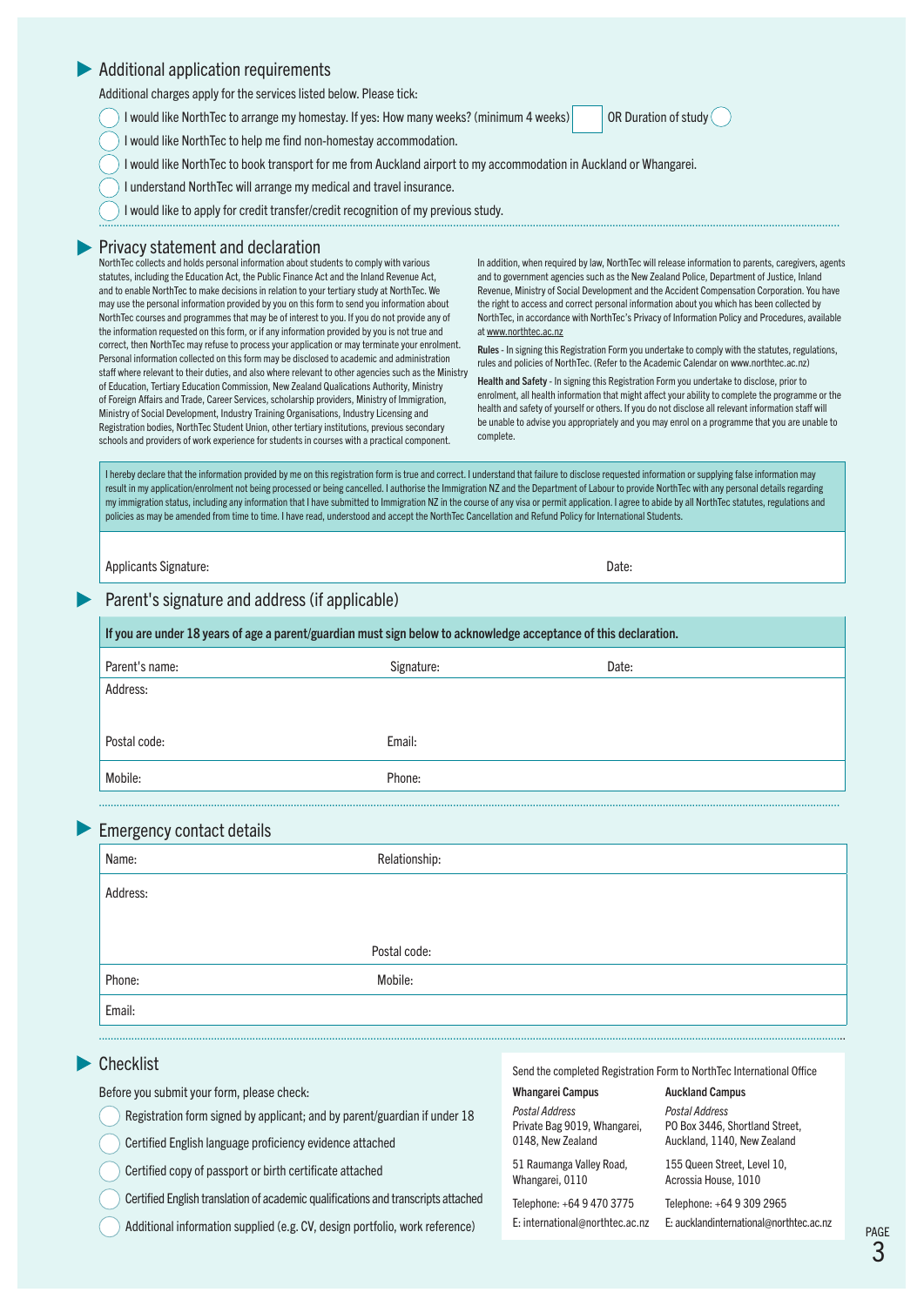## Additional application requirements

Additional charges apply for the services listed below. Please tick:

- ◯ I would like NorthTec to arrange my homestay. If yes: How many weeks? (minimum 4 weeks) ☐ OR Duration of study ◯
- ◯ I would like NorthTec to help me find non-homestay accommodation.
- ◯ I would like NorthTec to book transport for me from Auckland airport to my accommodation in Auckland or Whangarei.
- ◯ I understand NorthTec will arrange my medical and travel insurance.
- ◯ I would like to apply for credit transfer/credit recognition of my previous study.

## Privacy statement and declaration

NorthTec collects and holds personal information about students to comply with various statutes, including the Education Act, the Public Finance Act and the Inland Revenue Act, and to enable NorthTec to make decisions in relation to your tertiary study at NorthTec. We may use the personal information provided by you on this form to send you information about NorthTec courses and programmes that may be of interest to you. If you do not provide any of the information requested on this form, or if any information provided by you is not true and correct, then NorthTec may refuse to process your application or may terminate your enrolment. Personal information collected on this form may be disclosed to academic and administration staff where relevant to their duties, and also where relevant to other agencies such as the Ministry of Education, Tertiary Education Commission, New Zealand Qualifications Authority, Ministry of Foreign Affairs and Trade, Career Services, scholarship providers, Ministry of Immigration, Ministry of Social Development, Industry Training Organisations, Industry Licensing and Registration bodies, NorthTec Student Union, other tertiary institutions, previous secondary schools and providers of work experience for students in courses with a practical component.

In addition, when required by law, NorthTec will release information to parents, caregivers, agents and to government agencies such as the New Zealand Police, Department of Justice, Inland Revenue, Ministry of Social Development and the Accident Compensation Corporation. You have the right to access and correct personal information about you which has been collected by NorthTec, in accordance with NorthTec's Privacy of Information Policy and Procedures, available at www.northtec.ac.nz

**Rules** - In signing this Registration Form you undertake to comply with the statutes, regulations, rules and policies of NorthTec. (Refer to the Academic Calendar on www.northtec.ac.nz)

**Health and Safety** - In signing this Registration Form you undertake to disclose, prior to enrolment, all health information that might affect your ability to complete the programme or the health and safety of yourself or others. If you do not disclose all relevant information staff will be unable to advise you appropriately and you may enrol on a programme that you are unable to complete.

I hereby declare that the information provided by me on this registration form is true and correct. I understand that failure to disclose requested information or supplying false information may result in my application/enrolment not being processed or being cancelled. I authorise the Immigration NZ and the Department of Labour to provide NorthTec with any personal details regarding my immigration status, including any information that I have submitted to Immigration NZ in the course of any visa or permit application. I agree to abide by all NorthTec statutes, regulations and policies as may be amended from time to time. I have read, understood and accept the NorthTec Cancellation and Refund Policy for International Students.

| Applicants Signature: | Date: |
|---|---|

## Parent's signature and address (if applicable)

**If you are under 18 years of age a parent/guardian must sign below to acknowledge acceptance of this declaration.**

| Parent's name: | Signature: | Date: |
|---|---|---|
| Address: | | |
| Postal code: | Email: | |
| Mobile: | Phone: | |

## Emergency contact details

| Name: | Relationship: |
|---|---|
| Address: | |
| | Postal code: |
| Phone: | Mobile: |
| Email: | |

## Checklist

Before you submit your form, please check:

- ◯ Registration form signed by applicant; and by parent/guardian if under 18
- ◯ Certified English language proficiency evidence attached
- ◯ Certified copy of passport or birth certificate attached
- ◯ Certified English translation of academic qualifications and transcripts attached
- ◯ Additional information supplied (e.g. CV, design portfolio, work reference)

Send the completed Registration Form to NorthTec International Office

| **Whangarei Campus** | **Auckland Campus** |
|---|---|
| *Postal Address*<br>Private Bag 9019, Whangarei, 0148, New Zealand | *Postal Address*<br>PO Box 3446, Shortland Street, Auckland, 1140, New Zealand |
| 51 Raumanga Valley Road, Whangarei, 0110 | 155 Queen Street, Level 10, Acrossia House, 1010 |
| Telephone: +64 9 470 3775 | Telephone: +64 9 309 2965 |
| E: international@northtec.ac.nz | E: aucklandinternational@northtec.ac.nz |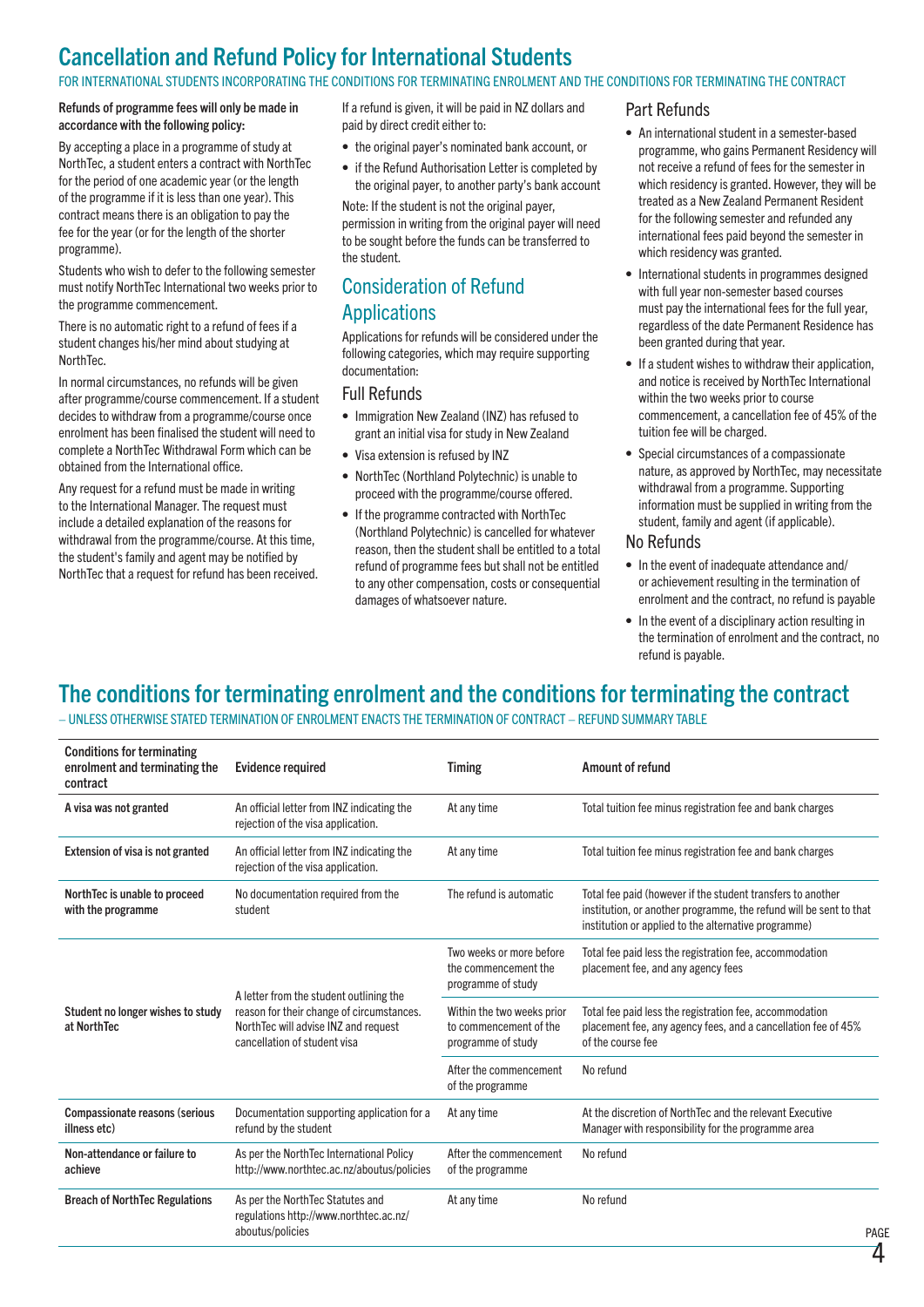# Cancellation and Refund Policy for International Students

FOR INTERNATIONAL STUDENTS INCORPORATING THE CONDITIONS FOR TERMINATING ENROLMENT AND THE CONDITIONS FOR TERMINATING THE CONTRACT

**Refunds of programme fees will only be made in accordance with the following policy:**

By accepting a place in a programme of study at NorthTec, a student enters a contract with NorthTec for the period of one academic year (or the length of the programme if it is less than one year). This contract means there is an obligation to pay the fee for the year (or for the length of the shorter programme).

Students who wish to defer to the following semester must notify NorthTec International two weeks prior to the programme commencement.

There is no automatic right to a refund of fees if a student changes his/her mind about studying at NorthTec.

In normal circumstances, no refunds will be given after programme/course commencement. If a student decides to withdraw from a programme/course once enrolment has been finalised the student will need to complete a NorthTec Withdrawal Form which can be obtained from the International office.

Any request for a refund must be made in writing to the International Manager. The request must include a detailed explanation of the reasons for withdrawal from the programme/course. At this time, the student's family and agent may be notified by NorthTec that a request for refund has been received.

If a refund is given, it will be paid in NZ dollars and paid by direct credit either to:

- the original payer's nominated bank account, or
- if the Refund Authorisation Letter is completed by the original payer, to another party's bank account

Note: If the student is not the original payer, permission in writing from the original payer will need to be sought before the funds can be transferred to the student.

## Consideration of Refund Applications

Applications for refunds will be considered under the following categories, which may require supporting documentation:

### Full Refunds

- Immigration New Zealand (INZ) has refused to grant an initial visa for study in New Zealand
- Visa extension is refused by INZ
- NorthTec (Northland Polytechnic) is unable to proceed with the programme/course offered.
- If the programme contracted with NorthTec (Northland Polytechnic) is cancelled for whatever reason, then the student shall be entitled to a total refund of programme fees but shall not be entitled to any other compensation, costs or consequential damages of whatsoever nature.

### Part Refunds

- An international student in a semester-based programme, who gains Permanent Residency will not receive a refund of fees for the semester in which residency is granted. However, they will be treated as a New Zealand Permanent Resident for the following semester and refunded any international fees paid beyond the semester in which residency was granted.
- International students in programmes designed with full year non-semester based courses must pay the international fees for the full year, regardless of the date Permanent Residence has been granted during that year.
- If a student wishes to withdraw their application, and notice is received by NorthTec International within the two weeks prior to course commencement, a cancellation fee of 45% of the tuition fee will be charged.
- Special circumstances of a compassionate nature, as approved by NorthTec, may necessitate withdrawal from a programme. Supporting information must be supplied in writing from the student, family and agent (if applicable).

### No Refunds

- In the event of inadequate attendance and/or achievement resulting in the termination of enrolment and the contract, no refund is payable
- In the event of a disciplinary action resulting in the termination of enrolment and the contract, no refund is payable.

# The conditions for terminating enrolment and the conditions for terminating the contract

– UNLESS OTHERWISE STATED TERMINATION OF ENROLMENT ENACTS THE TERMINATION OF CONTRACT – REFUND SUMMARY TABLE

| Conditions for terminating enrolment and terminating the contract | Evidence required | Timing | Amount of refund |
|---|---|---|---|
| **A visa was not granted** | An official letter from INZ indicating the rejection of the visa application. | At any time | Total tuition fee minus registration fee and bank charges |
| **Extension of visa is not granted** | An official letter from INZ indicating the rejection of the visa application. | At any time | Total tuition fee minus registration fee and bank charges |
| **NorthTec is unable to proceed with the programme** | No documentation required from the student | The refund is automatic | Total fee paid (however if the student transfers to another institution, or another programme, the refund will be sent to that institution or applied to the alternative programme) |
| **Student no longer wishes to study at NorthTec** | A letter from the student outlining the reason for their change of circumstances. NorthTec will advise INZ and request cancellation of student visa | Two weeks or more before the commencement the programme of study | Total fee paid less the registration fee, accommodation placement fee, and any agency fees |
| | | Within the two weeks prior to commencement of the programme of study | Total fee paid less the registration fee, accommodation placement fee, any agency fees, and a cancellation fee of 45% of the course fee |
| | | After the commencement of the programme | No refund |
| **Compassionate reasons (serious illness etc)** | Documentation supporting application for a refund by the student | At any time | At the discretion of NorthTec and the relevant Executive Manager with responsibility for the programme area |
| **Non-attendance or failure to achieve** | As per the NorthTec International Policy http://www.northtec.ac.nz/aboutus/policies | After the commencement of the programme | No refund |
| **Breach of NorthTec Regulations** | As per the NorthTec Statutes and regulations http://www.northtec.ac.nz/aboutus/policies | At any time | No refund |